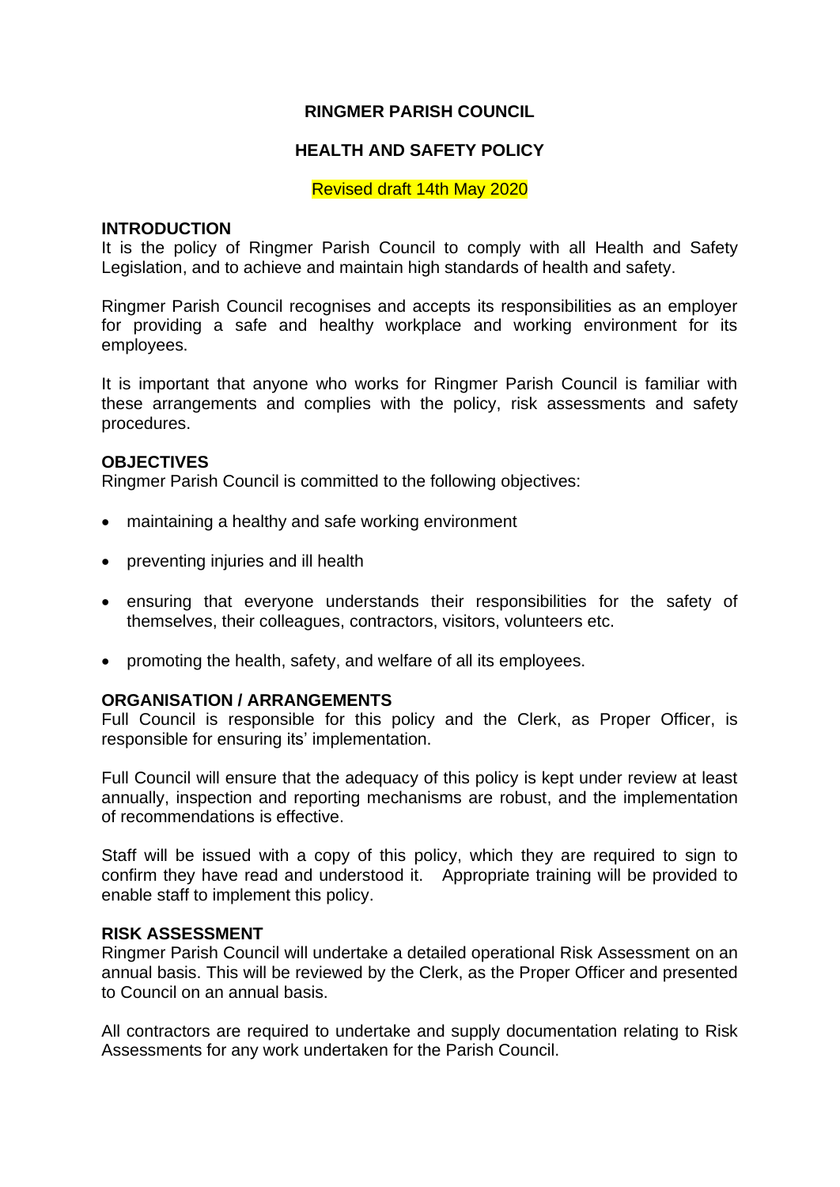# RINGMER PARISH COUNCIL

## HEALTH AND SAFETY POLICY

Revised draft 14th May 2020

### INTRODUCTION

It is the policy of Ringmer Parish Council to comply with all Health and Safety Legislation, and to achieve and maintain high standards of health and safety.

Ringmer Parish Council recognises and accepts its responsibilities as an employer for providing a safe and healthy workplace and working environment for its employees.

It is important that anyone who works for Ringmer Parish Council is familiar with these arrangements and complies with the policy, risk assessments and safety procedures.

### OBJECTIVES

Ringmer Parish Council is committed to the following objectives:

- maintaining a healthy and safe working environment
- preventing injuries and ill health
- ensuring that everyone understands their responsibilities for the safety of themselves, their colleagues, contractors, visitors, volunteers etc.
- promoting the health, safety, and welfare of all its employees.

### ORGANISATION / ARRANGEMENTS

Full Council is responsible for this policy and the Clerk, as Proper Officer, is responsible for ensuring its' implementation.

Full Council will ensure that the adequacy of this policy is kept under review at least annually, inspection and reporting mechanisms are robust, and the implementation of recommendations is effective.

Staff will be issued with a copy of this policy, which they are required to sign to confirm they have read and understood it. Appropriate training will be provided to enable staff to implement this policy.

### RISK ASSESSMENT

Ringmer Parish Council will undertake a detailed operational Risk Assessment on an annual basis. This will be reviewed by the Clerk, as the Proper Officer and presented to Council on an annual basis.

All contractors are required to undertake and supply documentation relating to Risk Assessments for any work undertaken for the Parish Council.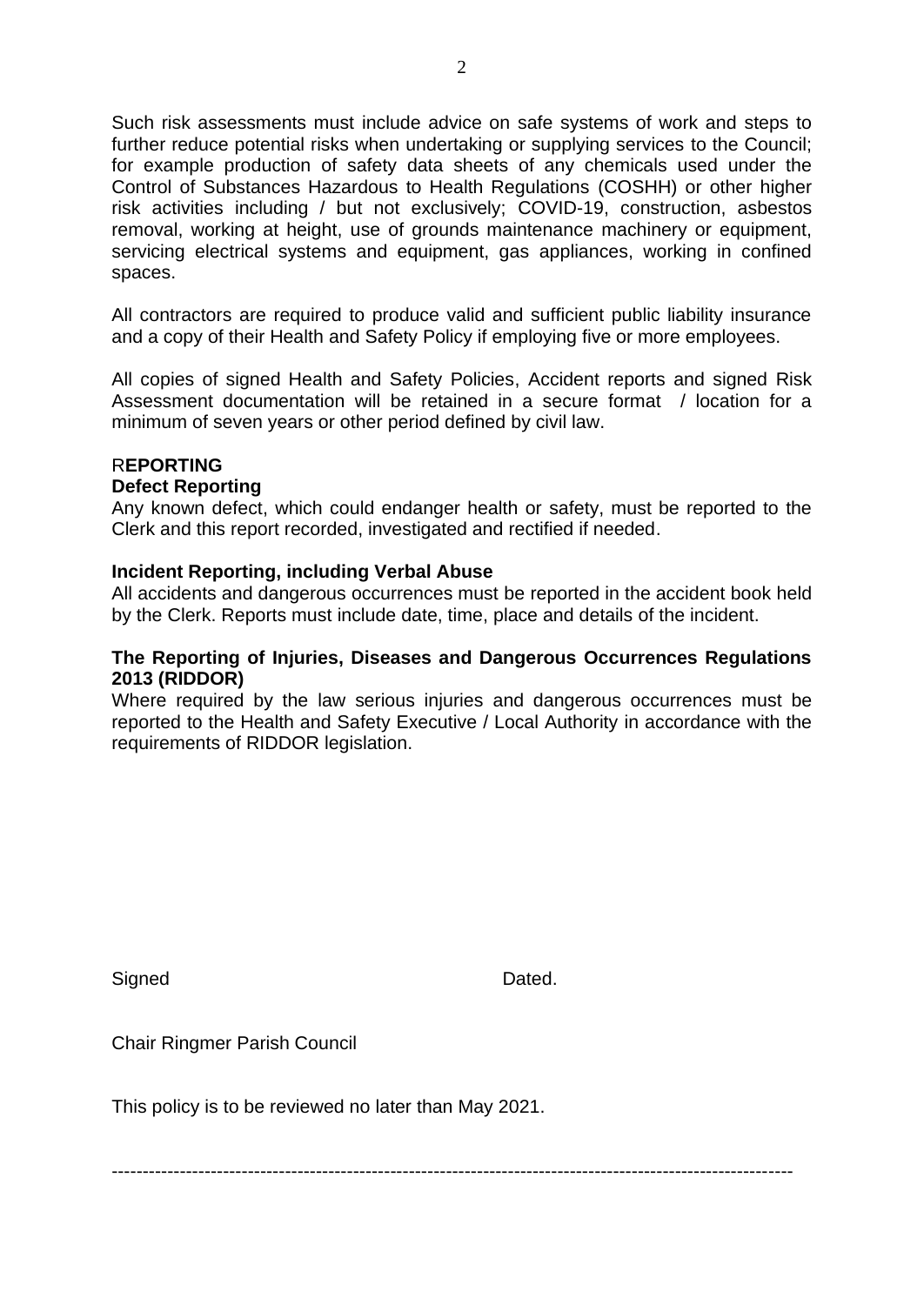Such risk assessments must include advice on safe systems of work and steps to further reduce potential risks when undertaking or supplying services to the Council; for example production of safety data sheets of any chemicals used under the Control of Substances Hazardous to Health Regulations (COSHH) or other higher risk activities including / but not exclusively; COVID-19, construction, asbestos removal, working at height, use of grounds maintenance machinery or equipment, servicing electrical systems and equipment, gas appliances, working in confined spaces.

All contractors are required to produce valid and sufficient public liability insurance and a copy of their Health and Safety Policy if employing five or more employees.

All copies of signed Health and Safety Policies, Accident reports and signed Risk Assessment documentation will be retained in a secure format / location for a minimum of seven years or other period defined by civil law.

## REPORTING

### Defect Reporting

Any known defect, which could endanger health or safety, must be reported to the Clerk and this report recorded, investigated and rectified if needed.

### Incident Reporting, including Verbal Abuse

All accidents and dangerous occurrences must be reported in the accident book held by the Clerk. Reports must include date, time, place and details of the incident.

### The Reporting of Injuries, Diseases and Dangerous Occurrences Regulations 2013 (RIDDOR)

Where required by the law serious injuries and dangerous occurrences must be reported to the Health and Safety Executive / Local Authority in accordance with the requirements of RIDDOR legislation.

Signed Dated.

Chair Ringmer Parish Council

This policy is to be reviewed no later than May 2021.

---